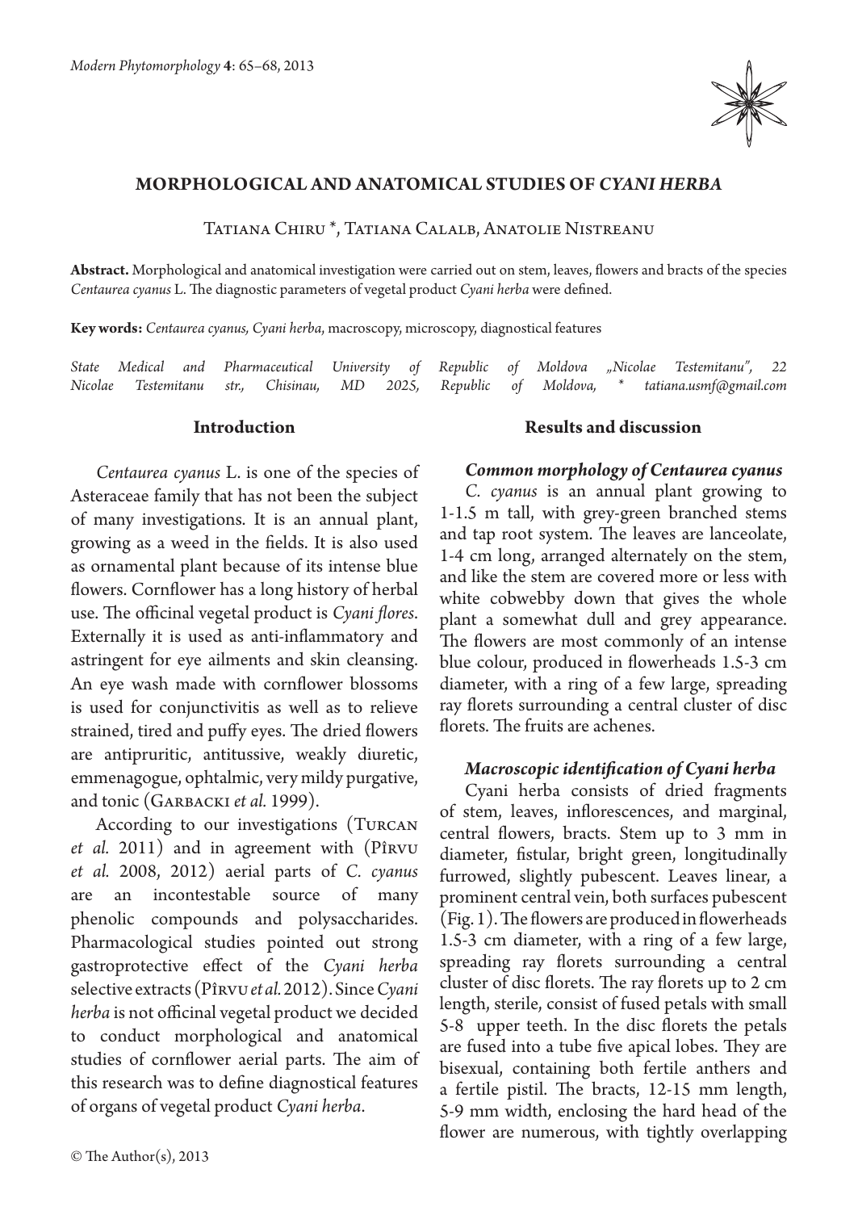# MORPHOLOGICAL AND ANATOMICAL STUDIES OF *CYANI HERBA*

Tatiana Chiru *, Tatiana Calalb, Anatolie Nistreanu

**Abstract.** Morphological and anatomical investigation were carried out on stem, leaves, flowers and bracts of the species *Centaurea cyanus* L. The diagnostic parameters of vegetal product *Cyani herba* were defined.

**Key words:** *Centaurea cyanus, Cyani herba*, macroscopy, microscopy, diagnostical features

*State Medical and Pharmaceutical University of Republic of Moldova „Nicolae Testemitanu", 22 Nicolae Testemitanu str., Chisinau, MD 2025, Republic of Moldova, * tatiana.usmf@gmail.com*

## Introduction

*Centaurea cyanus* L. is one of the species of Asteraceae family that has not been the subject of many investigations. It is an annual plant, growing as a weed in the fields. It is also used as ornamental plant because of its intense blue flowers. Cornflower has a long history of herbal use. The officinal vegetal product is *Cyani flores*. Externally it is used as anti-inflammatory and astringent for eye ailments and skin cleansing. An eye wash made with cornflower blossoms is used for conjunctivitis as well as to relieve strained, tired and puffy eyes. The dried flowers are antipruritic, antitussive, weakly diuretic, emmenagogue, ophtalmic, very mildy purgative, and tonic (Garbacki *et al.* 1999).

According to our investigations (Turcan *et al.* 2011) and in agreement with (Pîrvu *et al.* 2008, 2012) aerial parts of *C. cyanus* are an incontestable source of many phenolic compounds and polysaccharides. Pharmacological studies pointed out strong gastroprotective effect of the *Cyani herba* selective extracts (Pîrvu *et al.* 2012). Since *Cyani herba* is not officinal vegetal product we decided to conduct morphological and anatomical studies of cornflower aerial parts. The aim of this research was to define diagnostical features of organs of vegetal product *Cyani herba*.

## Results and discussion

### *Common morphology of Centaurea cyanus*

*C. cyanus* is an annual plant growing to 1-1.5 m tall, with grey-green branched stems and tap root system. The leaves are lanceolate, 1-4 cm long, arranged alternately on the stem, and like the stem are covered more or less with white cobwebby down that gives the whole plant a somewhat dull and grey appearance. The flowers are most commonly of an intense blue colour, produced in flowerheads 1.5-3 cm diameter, with a ring of a few large, spreading ray florets surrounding a central cluster of disc florets. The fruits are achenes.

### *Macroscopic identification of Cyani herba*

Cyani herba consists of dried fragments of stem, leaves, inflorescences, and marginal, central flowers, bracts. Stem up to 3 mm in diameter, fistular, bright green, longitudinally furrowed, slightly pubescent. Leaves linear, a prominent central vein, both surfaces pubescent (Fig. 1). The flowers are produced in flowerheads 1.5-3 cm diameter, with a ring of a few large, spreading ray florets surrounding a central cluster of disc florets. The ray florets up to 2 cm length, sterile, consist of fused petals with small 5-8 upper teeth. In the disc florets the petals are fused into a tube five apical lobes. They are bisexual, containing both fertile anthers and a fertile pistil. The bracts, 12-15 mm length, 5-9 mm width, enclosing the hard head of the flower are numerous, with tightly overlapping

© The Author(s), 2013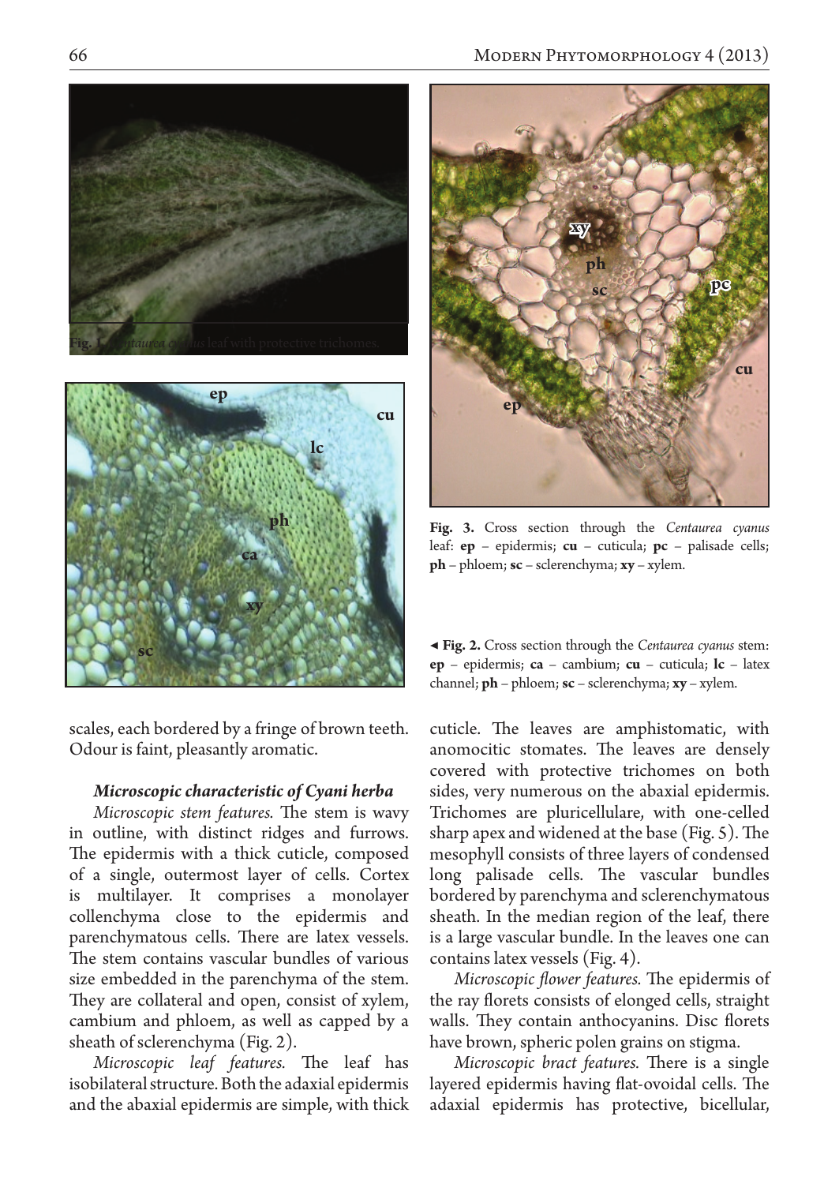Fig. 1. *Centaurea cyanus* leaf with protective trichomes.

**Fig. 3.** Cross section through the *Centaurea cyanus* leaf: **ep** – epidermis; **cu** – cuticula; **pc** – palisade cells; **ph** – phloem; **sc** – sclerenchyma; **xy** – xylem.

◄ **Fig. 2.** Cross section through the *Centaurea cyanus* stem: **ep** – epidermis; **ca** – cambium; **cu** – cuticula; **lc** – latex channel; **ph** – phloem; **sc** – sclerenchyma; **xy** – xylem.

scales, each bordered by a fringe of brown teeth. Odour is faint, pleasantly aromatic.

***Microscopic characteristic of Cyani herba***

*Microscopic stem features.* The stem is wavy in outline, with distinct ridges and furrows. The epidermis with a thick cuticle, composed of a single, outermost layer of cells. Cortex is multilayer. It comprises a monolayer collenchyma close to the epidermis and parenchymatous cells. There are latex vessels. The stem contains vascular bundles of various size embedded in the parenchyma of the stem. They are collateral and open, consist of xylem, cambium and phloem, as well as capped by a sheath of sclerenchyma (Fig. 2).

*Microscopic leaf features.* The leaf has isobilateral structure. Both the adaxial epidermis and the abaxial epidermis are simple, with thick cuticle. The leaves are amphistomatic, with anomocitic stomates. The leaves are densely covered with protective trichomes on both sides, very numerous on the abaxial epidermis. Trichomes are pluricellulare, with one-celled sharp apex and widened at the base (Fig. 5). The mesophyll consists of three layers of condensed long palisade cells. The vascular bundles bordered by parenchyma and sclerenchymatous sheath. In the median region of the leaf, there is a large vascular bundle. In the leaves one can contains latex vessels (Fig. 4).

*Microscopic flower features.* The epidermis of the ray florets consists of elonged cells, straight walls. They contain anthocyanins. Disc florets have brown, spheric polen grains on stigma.

*Microscopic bract features.* There is a single layered epidermis having flat-ovoidal cells. The adaxial epidermis has protective, bicellular,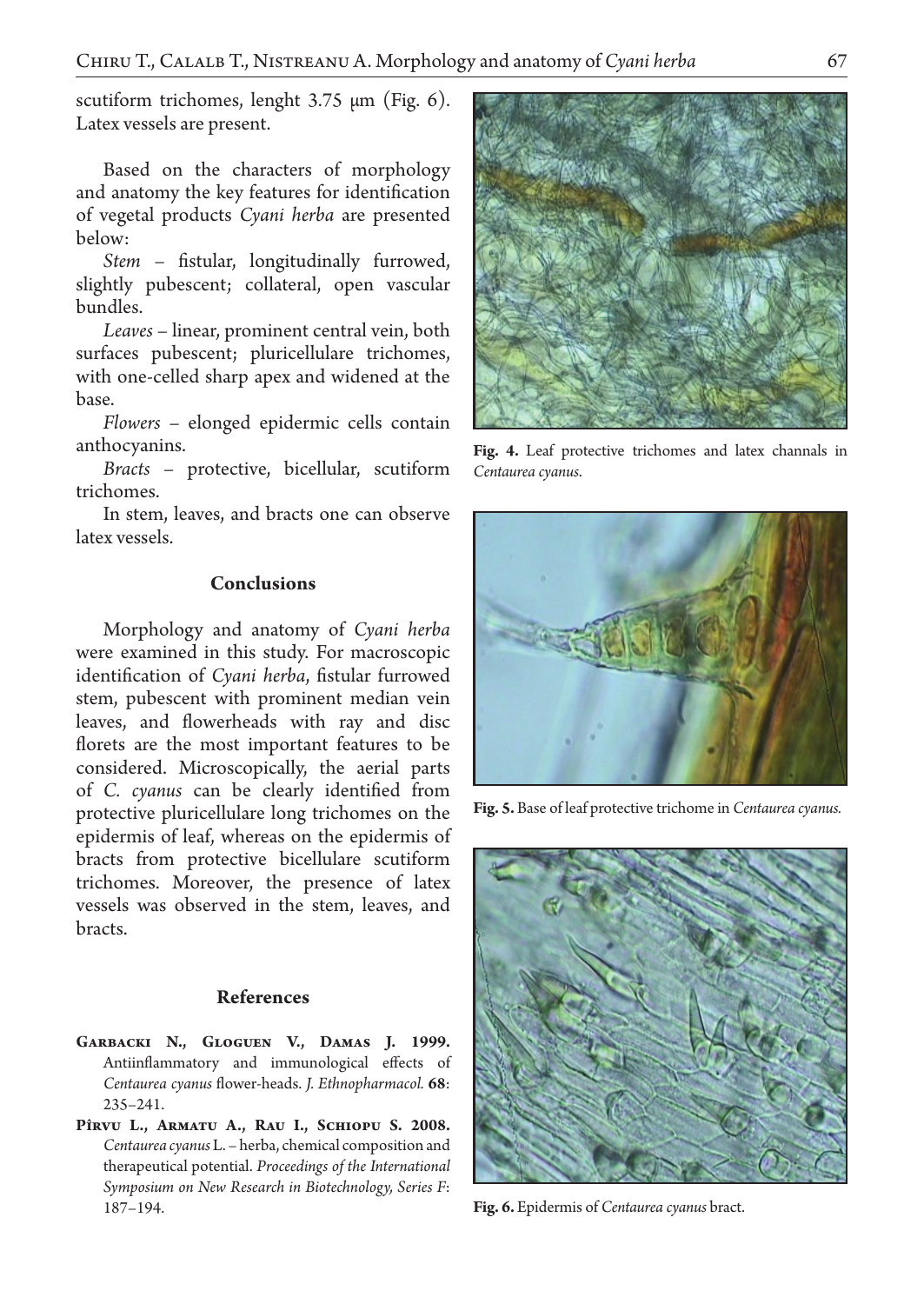scutiform trichomes, lenght 3.75 μm (Fig. 6). Latex vessels are present.

Based on the characters of morphology and anatomy the key features for identification of vegetal products *Cyani herba* are presented below:

*Stem* – fistular, longitudinally furrowed, slightly pubescent; collateral, open vascular bundles.

*Leaves* – linear, prominent central vein, both surfaces pubescent; pluricellulare trichomes, with one-celled sharp apex and widened at the base.

*Flowers* – elonged epidermic cells contain anthocyanins.

*Bracts* – protective, bicellular, scutiform trichomes.

In stem, leaves, and bracts one can observe latex vessels.

## Conclusions

Morphology and anatomy of *Cyani herba* were examined in this study. For macroscopic identification of *Cyani herba*, fistular furrowed stem, pubescent with prominent median vein leaves, and flowerheads with ray and disc florets are the most important features to be considered. Microscopically, the aerial parts of *C. cyanus* can be clearly identified from protective pluricellulare long trichomes on the epidermis of leaf, whereas on the epidermis of bracts from protective bicellulare scutiform trichomes. Moreover, the presence of latex vessels was observed in the stem, leaves, and bracts.

**Fig. 4.** Leaf protective trichomes and latex channals in *Centaurea cyanus*.

**Fig. 5.** Base of leaf protective trichome in *Centaurea cyanus.*

**Fig. 6.** Epidermis of *Centaurea cyanus* bract.

## References

**Garbacki N., Gloguen V., Damas J. 1999.** Antiinflammatory and immunological effects of *Centaurea cyanus* flower-heads. *J. Ethnopharmacol.* **68**: 235–241.

**Pîrvu L., Armatu A., Rau I., Schiopu S. 2008.** *Centaurea cyanus* L. – herba, chemical composition and therapeutical potential. *Proceedings of the International Symposium on New Research in Biotechnology, Series F*: 187–194.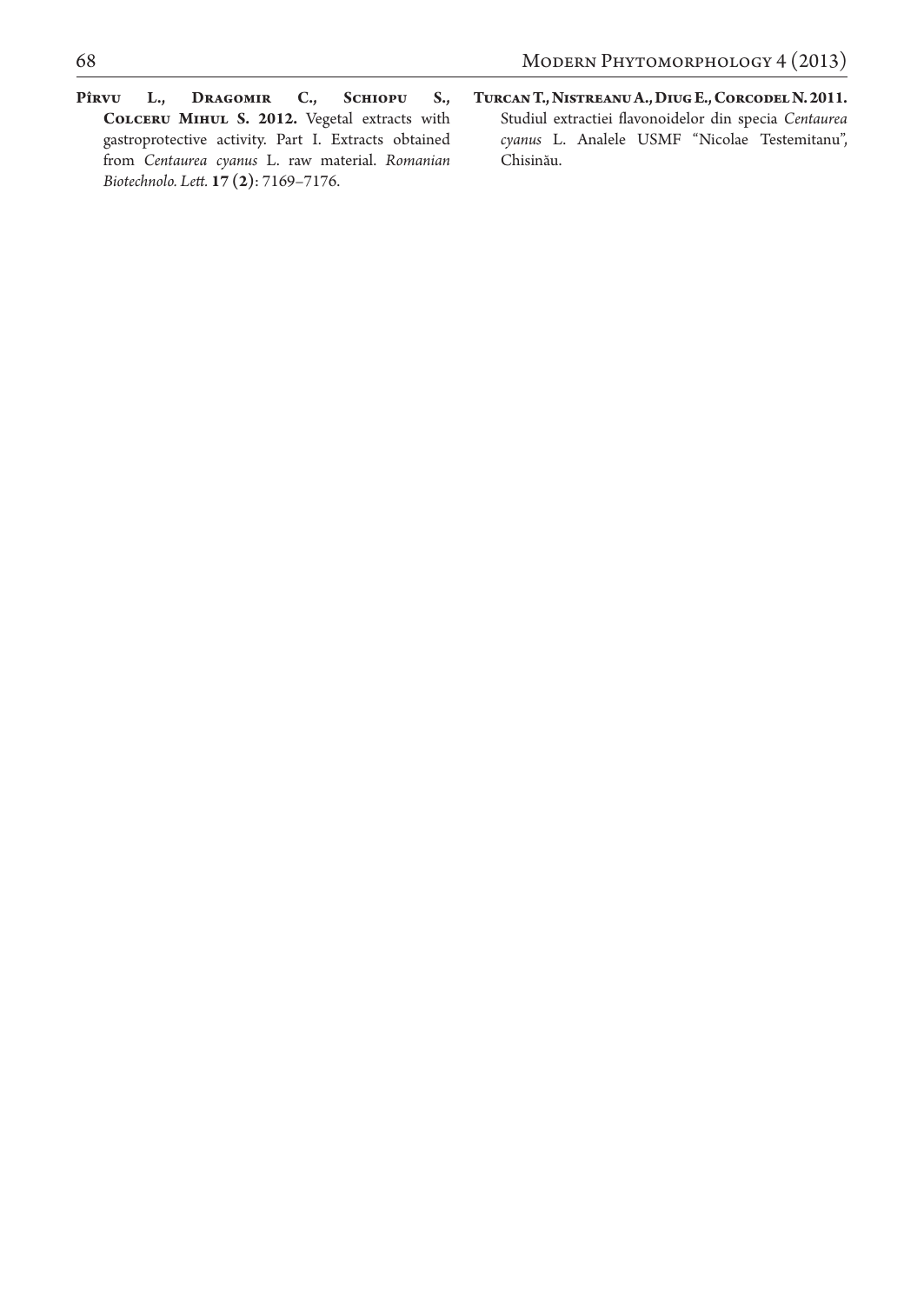**Pîrvu L., Dragomir C., Schiopu S., Colceru Mihul S. 2012.** Vegetal extracts with gastroprotective activity. Part I. Extracts obtained from *Centaurea cyanus* L. raw material. *Romanian Biotechnolo. Lett.* **17 (2)**: 7169–7176.

**Turcan T., Nistreanu A., Diug E., Corcodel N. 2011.** Studiul extractiei flavonoidelor din specia *Centaurea cyanus* L. Analele USMF "Nicolae Testemitanu", Chisinău.